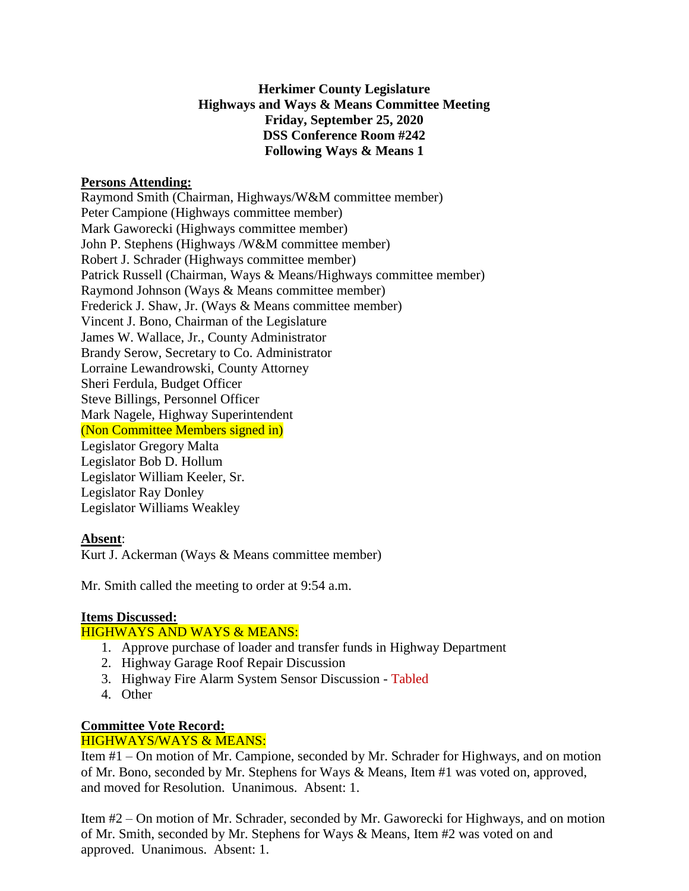**Herkimer County Legislature**
**Highways and Ways & Means Committee Meeting**
**Friday, September 25, 2020**
**DSS Conference Room #242**
**Following Ways & Means 1**

**Persons Attending:**

Raymond Smith (Chairman, Highways/W&M committee member)
Peter Campione (Highways committee member)
Mark Gaworecki (Highways committee member)
John P. Stephens (Highways /W&M committee member)
Robert J. Schrader (Highways committee member)
Patrick Russell (Chairman, Ways & Means/Highways committee member)
Raymond Johnson (Ways & Means committee member)
Frederick J. Shaw, Jr. (Ways & Means committee member)
Vincent J. Bono, Chairman of the Legislature
James W. Wallace, Jr., County Administrator
Brandy Serow, Secretary to Co. Administrator
Lorraine Lewandrowski, County Attorney
Sheri Ferdula, Budget Officer
Steve Billings, Personnel Officer
Mark Nagele, Highway Superintendent
(Non Committee Members signed in)
Legislator Gregory Malta
Legislator Bob D. Hollum
Legislator William Keeler, Sr.
Legislator Ray Donley
Legislator Williams Weakley

**Absent**:

Kurt J. Ackerman (Ways & Means committee member)

Mr. Smith called the meeting to order at 9:54 a.m.

**Items Discussed:**

HIGHWAYS AND WAYS & MEANS:

1. Approve purchase of loader and transfer funds in Highway Department
2. Highway Garage Roof Repair Discussion
3. Highway Fire Alarm System Sensor Discussion - Tabled
4. Other

**Committee Vote Record:**

HIGHWAYS/WAYS & MEANS:

Item #1 – On motion of Mr. Campione, seconded by Mr. Schrader for Highways, and on motion of Mr. Bono, seconded by Mr. Stephens for Ways & Means, Item #1 was voted on, approved, and moved for Resolution. Unanimous. Absent: 1.

Item #2 – On motion of Mr. Schrader, seconded by Mr. Gaworecki for Highways, and on motion of Mr. Smith, seconded by Mr. Stephens for Ways & Means, Item #2 was voted on and approved. Unanimous. Absent: 1.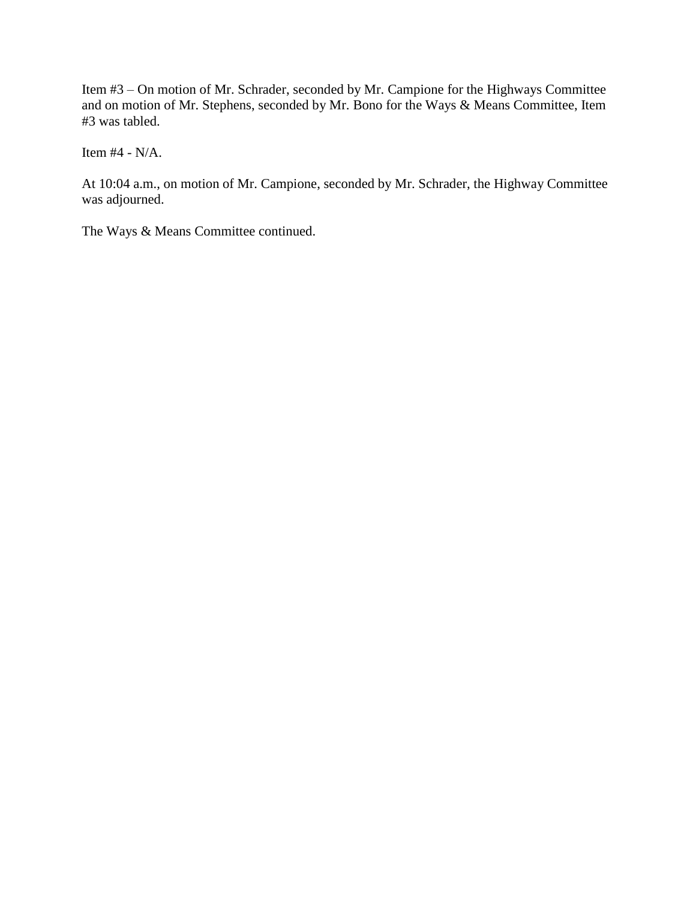Item #3 – On motion of Mr. Schrader, seconded by Mr. Campione for the Highways Committee and on motion of Mr. Stephens, seconded by Mr. Bono for the Ways & Means Committee, Item #3 was tabled.

Item #4 - N/A.

At 10:04 a.m., on motion of Mr. Campione, seconded by Mr. Schrader, the Highway Committee was adjourned.

The Ways & Means Committee continued.